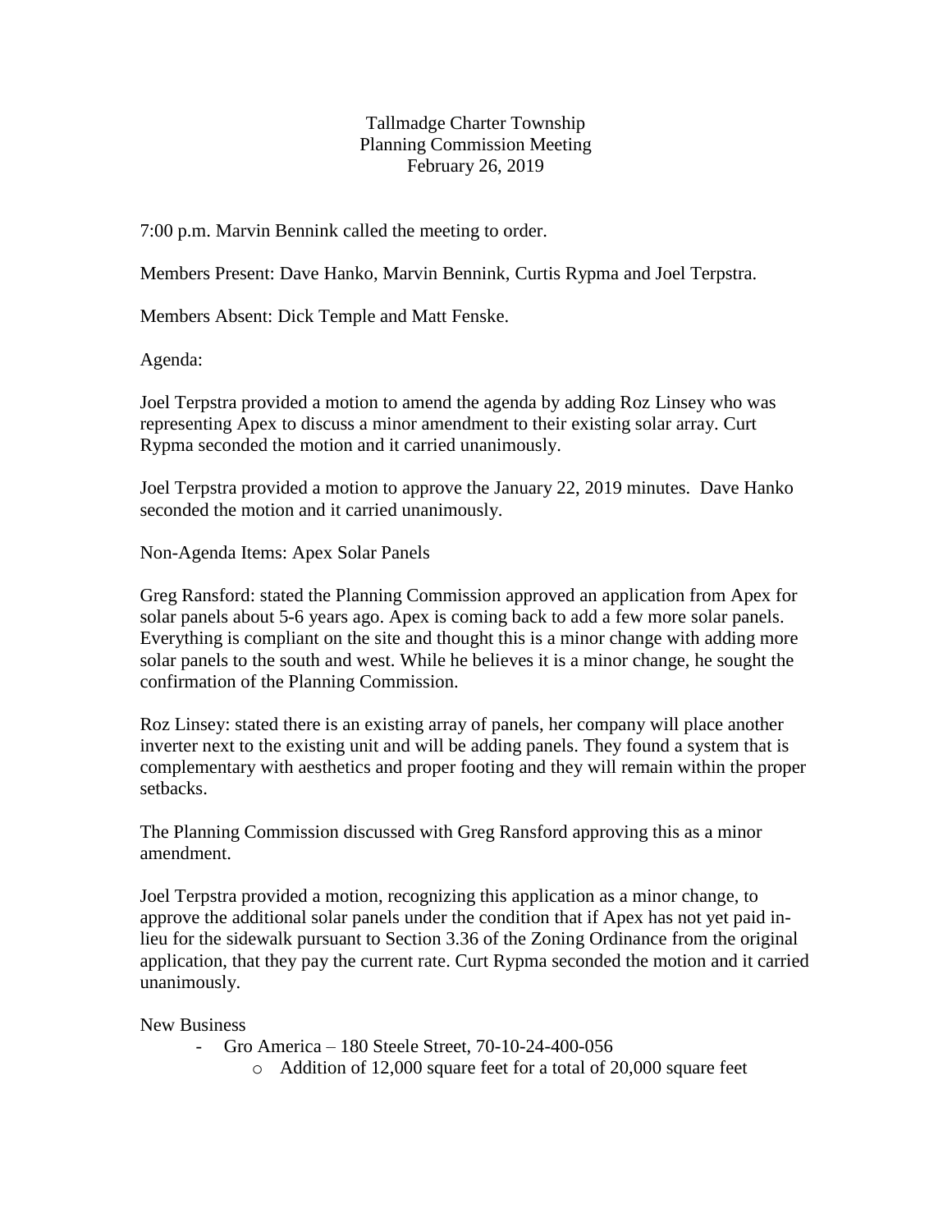# Tallmadge Charter Township
## Planning Commission Meeting
### February 26, 2019

7:00 p.m. Marvin Bennink called the meeting to order.

Members Present: Dave Hanko, Marvin Bennink, Curtis Rypma and Joel Terpstra.

Members Absent: Dick Temple and Matt Fenske.

Agenda:

Joel Terpstra provided a motion to amend the agenda by adding Roz Linsey who was representing Apex to discuss a minor amendment to their existing solar array. Curt Rypma seconded the motion and it carried unanimously.

Joel Terpstra provided a motion to approve the January 22, 2019 minutes. Dave Hanko seconded the motion and it carried unanimously.

Non-Agenda Items: Apex Solar Panels

Greg Ransford: stated the Planning Commission approved an application from Apex for solar panels about 5-6 years ago. Apex is coming back to add a few more solar panels. Everything is compliant on the site and thought this is a minor change with adding more solar panels to the south and west. While he believes it is a minor change, he sought the confirmation of the Planning Commission.

Roz Linsey: stated there is an existing array of panels, her company will place another inverter next to the existing unit and will be adding panels. They found a system that is complementary with aesthetics and proper footing and they will remain within the proper setbacks.

The Planning Commission discussed with Greg Ransford approving this as a minor amendment.

Joel Terpstra provided a motion, recognizing this application as a minor change, to approve the additional solar panels under the condition that if Apex has not yet paid in-lieu for the sidewalk pursuant to Section 3.36 of the Zoning Ordinance from the original application, that they pay the current rate. Curt Rypma seconded the motion and it carried unanimously.

New Business

- Gro America – 180 Steele Street, 70-10-24-400-056
  - Addition of 12,000 square feet for a total of 20,000 square feet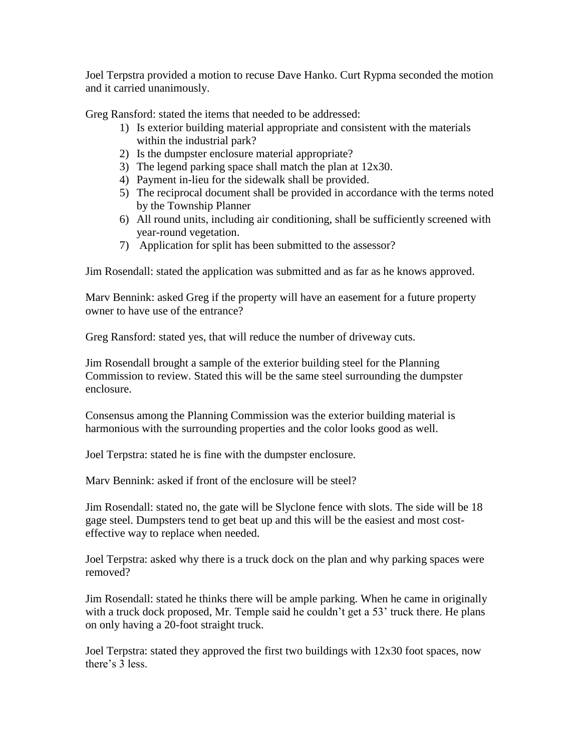Joel Terpstra provided a motion to recuse Dave Hanko. Curt Rypma seconded the motion and it carried unanimously.

Greg Ransford: stated the items that needed to be addressed:

1) Is exterior building material appropriate and consistent with the materials within the industrial park?
2) Is the dumpster enclosure material appropriate?
3) The legend parking space shall match the plan at 12x30.
4) Payment in-lieu for the sidewalk shall be provided.
5) The reciprocal document shall be provided in accordance with the terms noted by the Township Planner
6) All round units, including air conditioning, shall be sufficiently screened with year-round vegetation.
7) Application for split has been submitted to the assessor?

Jim Rosendall: stated the application was submitted and as far as he knows approved.

Marv Bennink: asked Greg if the property will have an easement for a future property owner to have use of the entrance?

Greg Ransford: stated yes, that will reduce the number of driveway cuts.

Jim Rosendall brought a sample of the exterior building steel for the Planning Commission to review. Stated this will be the same steel surrounding the dumpster enclosure.

Consensus among the Planning Commission was the exterior building material is harmonious with the surrounding properties and the color looks good as well.

Joel Terpstra: stated he is fine with the dumpster enclosure.

Marv Bennink: asked if front of the enclosure will be steel?

Jim Rosendall: stated no, the gate will be Slyclone fence with slots. The side will be 18 gage steel. Dumpsters tend to get beat up and this will be the easiest and most cost-effective way to replace when needed.

Joel Terpstra: asked why there is a truck dock on the plan and why parking spaces were removed?

Jim Rosendall: stated he thinks there will be ample parking. When he came in originally with a truck dock proposed, Mr. Temple said he couldn't get a 53' truck there. He plans on only having a 20-foot straight truck.

Joel Terpstra: stated they approved the first two buildings with 12x30 foot spaces, now there's 3 less.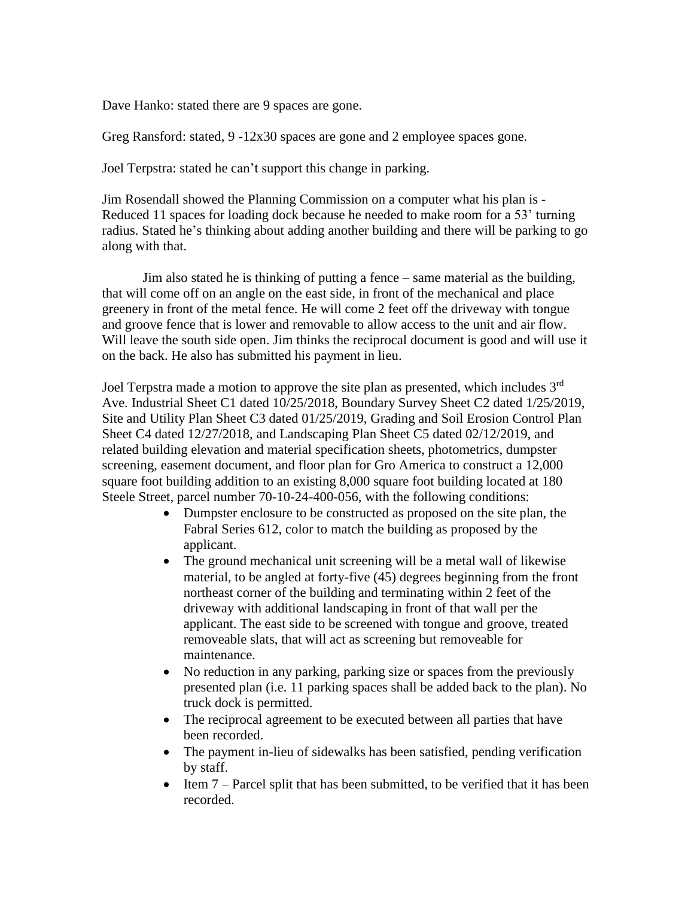Dave Hanko: stated there are 9 spaces are gone.

Greg Ransford: stated, 9 -12x30 spaces are gone and 2 employee spaces gone.

Joel Terpstra: stated he can't support this change in parking.

Jim Rosendall showed the Planning Commission on a computer what his plan is - Reduced 11 spaces for loading dock because he needed to make room for a 53' turning radius. Stated he's thinking about adding another building and there will be parking to go along with that.

Jim also stated he is thinking of putting a fence – same material as the building, that will come off on an angle on the east side, in front of the mechanical and place greenery in front of the metal fence. He will come 2 feet off the driveway with tongue and groove fence that is lower and removable to allow access to the unit and air flow. Will leave the south side open. Jim thinks the reciprocal document is good and will use it on the back. He also has submitted his payment in lieu.

Joel Terpstra made a motion to approve the site plan as presented, which includes 3rd Ave. Industrial Sheet C1 dated 10/25/2018, Boundary Survey Sheet C2 dated 1/25/2019, Site and Utility Plan Sheet C3 dated 01/25/2019, Grading and Soil Erosion Control Plan Sheet C4 dated 12/27/2018, and Landscaping Plan Sheet C5 dated 02/12/2019, and related building elevation and material specification sheets, photometrics, dumpster screening, easement document, and floor plan for Gro America to construct a 12,000 square foot building addition to an existing 8,000 square foot building located at 180 Steele Street, parcel number 70-10-24-400-056, with the following conditions:

- Dumpster enclosure to be constructed as proposed on the site plan, the Fabral Series 612, color to match the building as proposed by the applicant.
- The ground mechanical unit screening will be a metal wall of likewise material, to be angled at forty-five (45) degrees beginning from the front northeast corner of the building and terminating within 2 feet of the driveway with additional landscaping in front of that wall per the applicant. The east side to be screened with tongue and groove, treated removeable slats, that will act as screening but removeable for maintenance.
- No reduction in any parking, parking size or spaces from the previously presented plan (i.e. 11 parking spaces shall be added back to the plan). No truck dock is permitted.
- The reciprocal agreement to be executed between all parties that have been recorded.
- The payment in-lieu of sidewalks has been satisfied, pending verification by staff.
- Item 7 – Parcel split that has been submitted, to be verified that it has been recorded.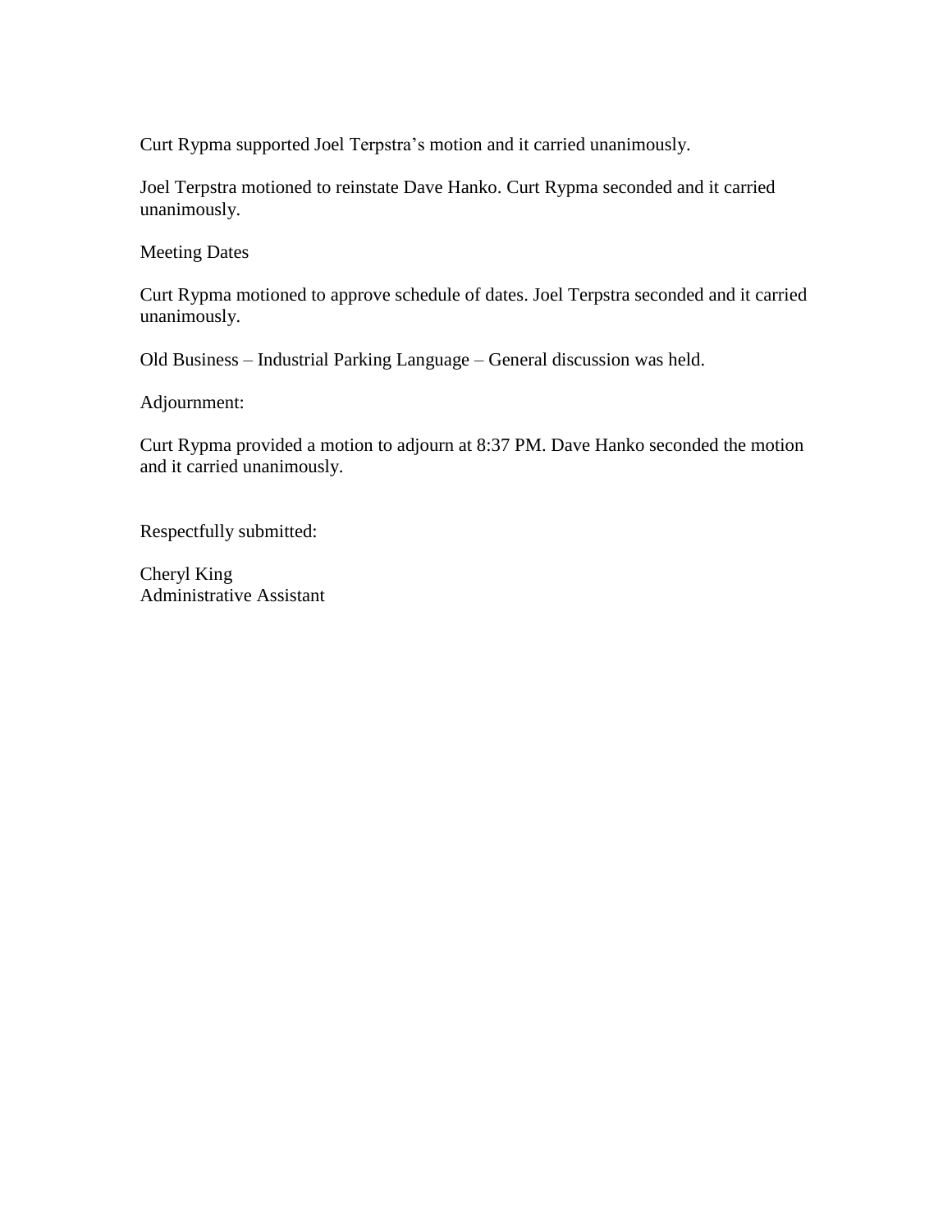Curt Rypma supported Joel Terpstra's motion and it carried unanimously.

Joel Terpstra motioned to reinstate Dave Hanko. Curt Rypma seconded and it carried unanimously.

Meeting Dates

Curt Rypma motioned to approve schedule of dates. Joel Terpstra seconded and it carried unanimously.

Old Business – Industrial Parking Language – General discussion was held.

Adjournment:

Curt Rypma provided a motion to adjourn at 8:37 PM. Dave Hanko seconded the motion and it carried unanimously.

Respectfully submitted:

Cheryl King  
Administrative Assistant